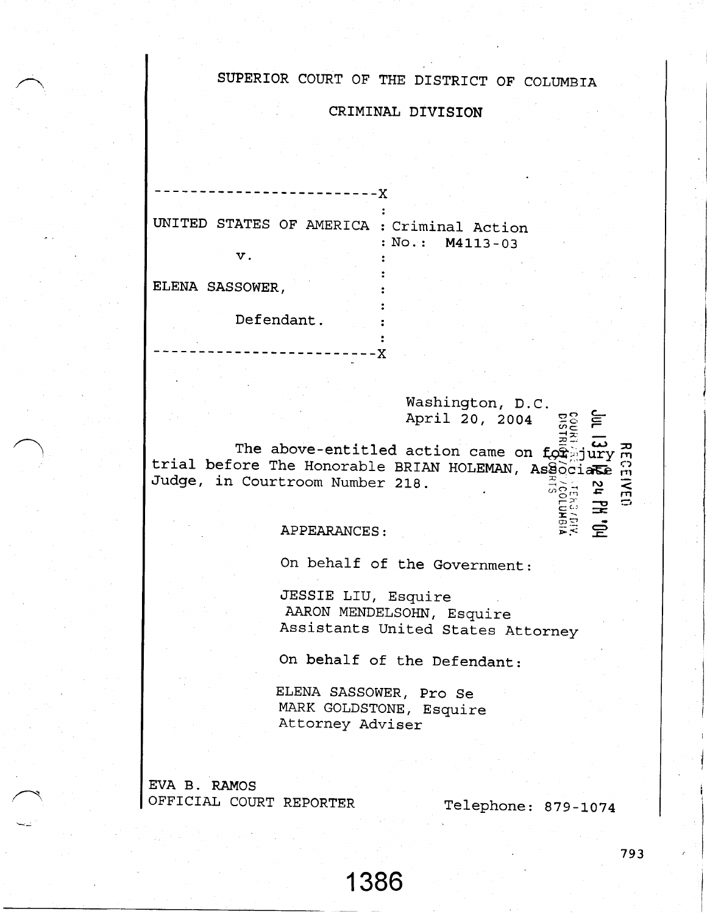SUPERIOR COURT OF THE DISTRICT OF COLUMBIA

CRIMINAL DIVISION

```
-------------------------X
                         :
UNITED STATES OF AMERICA : Criminal Action
                         : No.:  M4113-03
         v.              :
                         :
ELENA SASSOWER,          :
                         :
         Defendant.      :
                         :
-------------------------X
```

Washington, D.C.
April 20, 2004

RECEIVED
JUL 13 12 24 PM '04
COURT REPORTERS/DIV.
DISTRICT OF COLUMBIA
COURTS

The above-entitled action came on for jury trial before The Honorable BRIAN HOLEMAN, Associate Judge, in Courtroom Number 218.

APPEARANCES:

On behalf of the Government:

JESSIE LIU, Esquire
AARON MENDELSOHN, Esquire
Assistants United States Attorney

On behalf of the Defendant:

ELENA SASSOWER, Pro Se
MARK GOLDSTONE, Esquire
Attorney Adviser

EVA B. RAMOS
OFFICIAL COURT REPORTER                    Telephone: 879-1074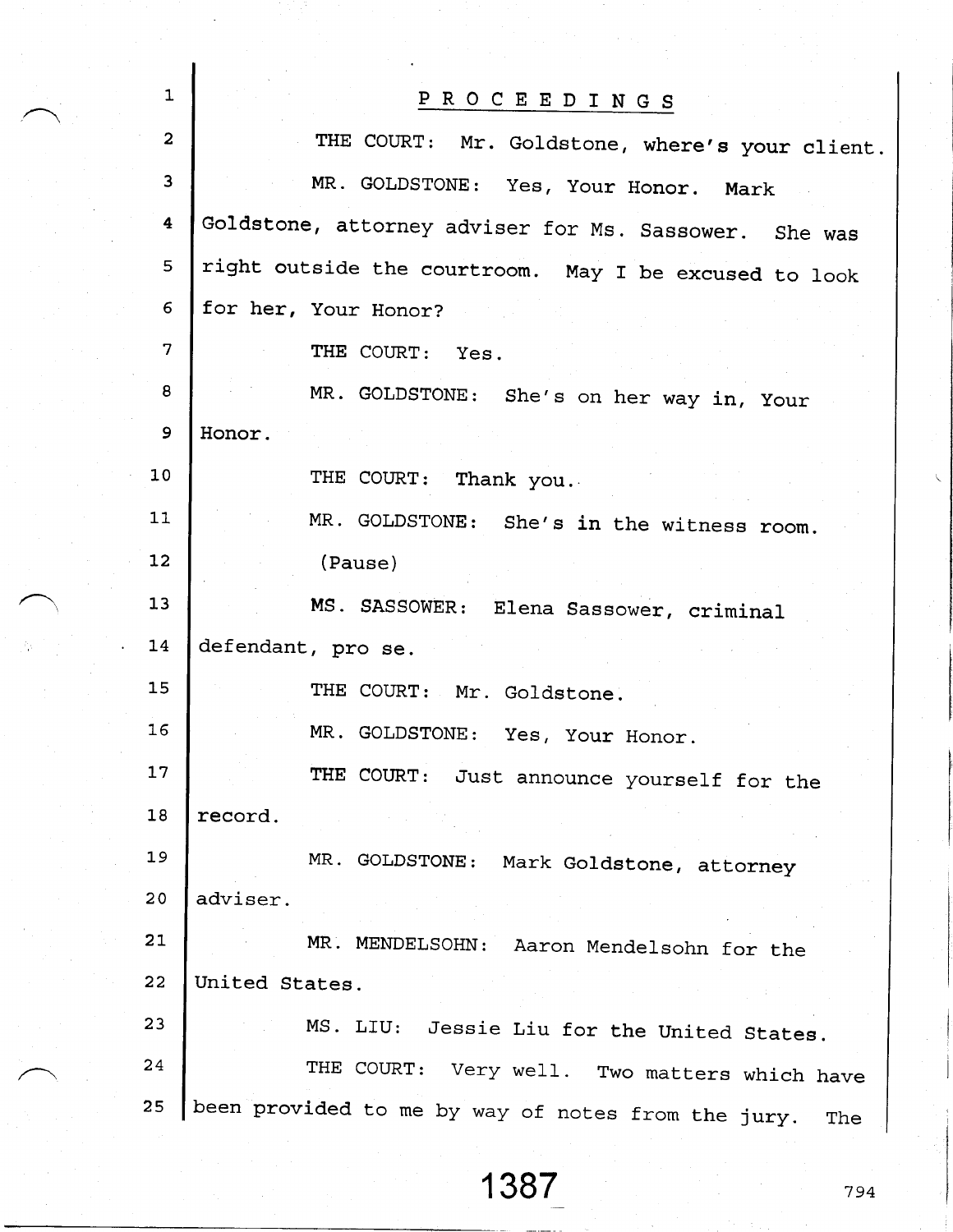PROCEEDINGS

THE COURT: Mr. Goldstone, where's your client.

MR. GOLDSTONE: Yes, Your Honor. Mark Goldstone, attorney adviser for Ms. Sassower. She was right outside the courtroom. May I be excused to look for her, Your Honor?

THE COURT: Yes.

MR. GOLDSTONE: She's on her way in, Your Honor.

THE COURT: Thank you.

MR. GOLDSTONE: She's in the witness room.

(Pause)

MS. SASSOWER: Elena Sassower, criminal defendant, pro se.

THE COURT: Mr. Goldstone.

MR. GOLDSTONE: Yes, Your Honor.

THE COURT: Just announce yourself for the record.

MR. GOLDSTONE: Mark Goldstone, attorney adviser.

MR. MENDELSOHN: Aaron Mendelsohn for the United States.

MS. LIU: Jessie Liu for the United States.

THE COURT: Very well. Two matters which have been provided to me by way of notes from the jury. The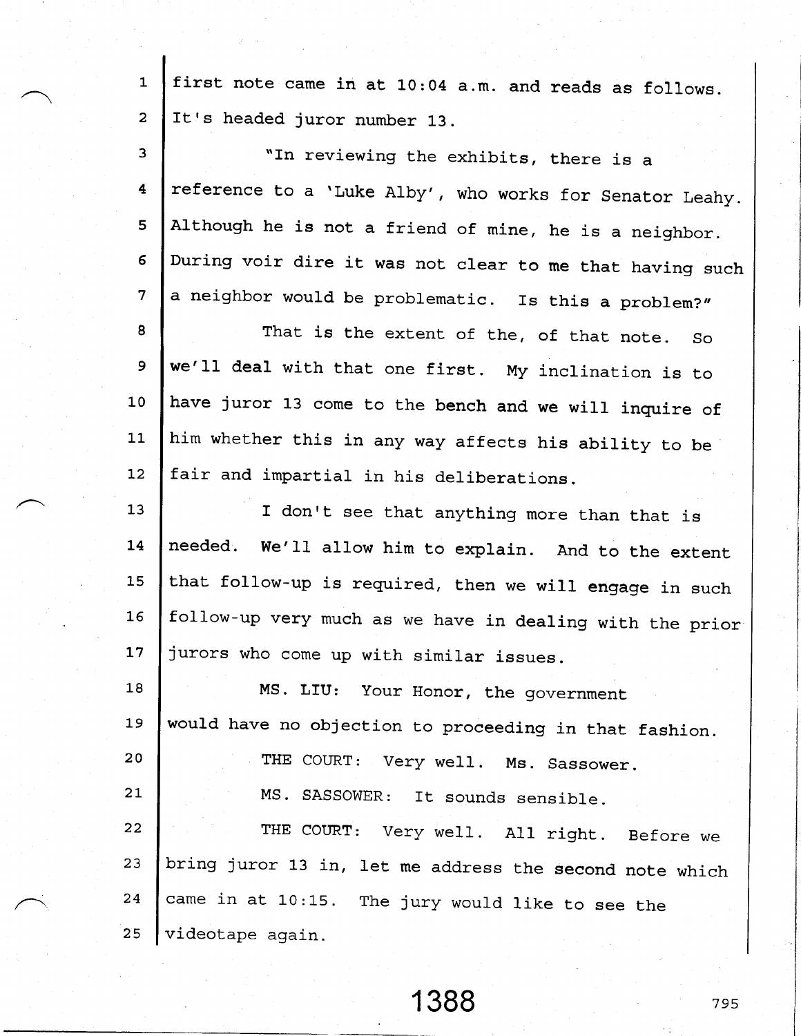first note came in at 10:04 a.m. and reads as follows. It's headed juror number 13.

"In reviewing the exhibits, there is a reference to a 'Luke Alby', who works for Senator Leahy. Although he is not a friend of mine, he is a neighbor. During voir dire it was not clear to me that having such a neighbor would be problematic. Is this a problem?"

That is the extent of the, of that note. So we'll deal with that one first. My inclination is to have juror 13 come to the bench and we will inquire of him whether this in any way affects his ability to be fair and impartial in his deliberations.

I don't see that anything more than that is needed. We'll allow him to explain. And to the extent that follow-up is required, then we will engage in such follow-up very much as we have in dealing with the prior jurors who come up with similar issues.

MS. LIU: Your Honor, the government would have no objection to proceeding in that fashion.

THE COURT: Very well. Ms. Sassower.

MS. SASSOWER: It sounds sensible.

THE COURT: Very well. All right. Before we bring juror 13 in, let me address the second note which came in at 10:15. The jury would like to see the videotape again.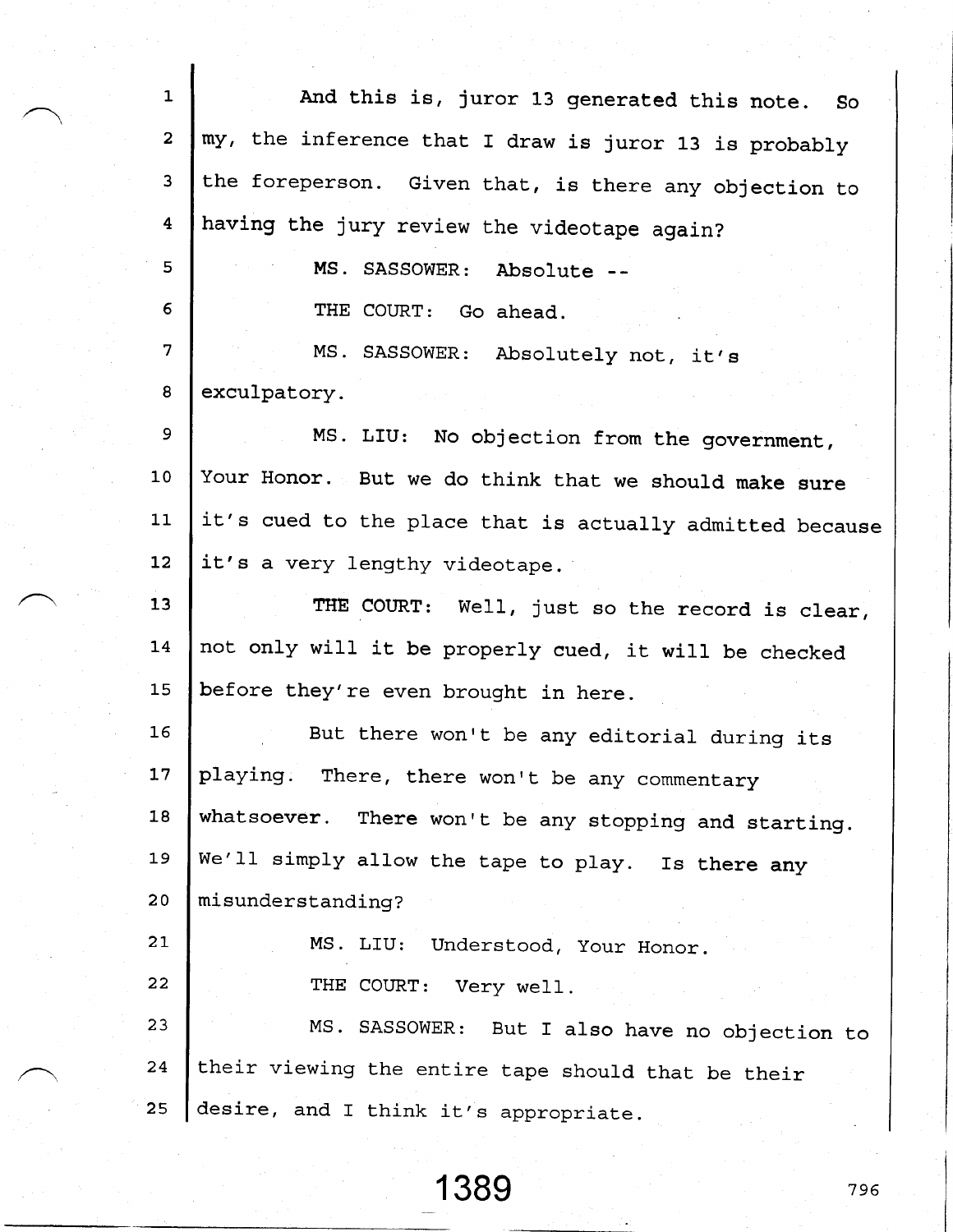And this is, juror 13 generated this note. So my, the inference that I draw is juror 13 is probably the foreperson. Given that, is there any objection to having the jury review the videotape again?

MS. SASSOWER: Absolute --

THE COURT: Go ahead.

MS. SASSOWER: Absolutely not, it's exculpatory.

MS. LIU: No objection from the government, Your Honor. But we do think that we should make sure it's cued to the place that is actually admitted because it's a very lengthy videotape.

THE COURT: Well, just so the record is clear, not only will it be properly cued, it will be checked before they're even brought in here.

But there won't be any editorial during its playing. There, there won't be any commentary whatsoever. There won't be any stopping and starting. We'll simply allow the tape to play. Is there any misunderstanding?

MS. LIU: Understood, Your Honor.

THE COURT: Very well.

MS. SASSOWER: But I also have no objection to their viewing the entire tape should that be their desire, and I think it's appropriate.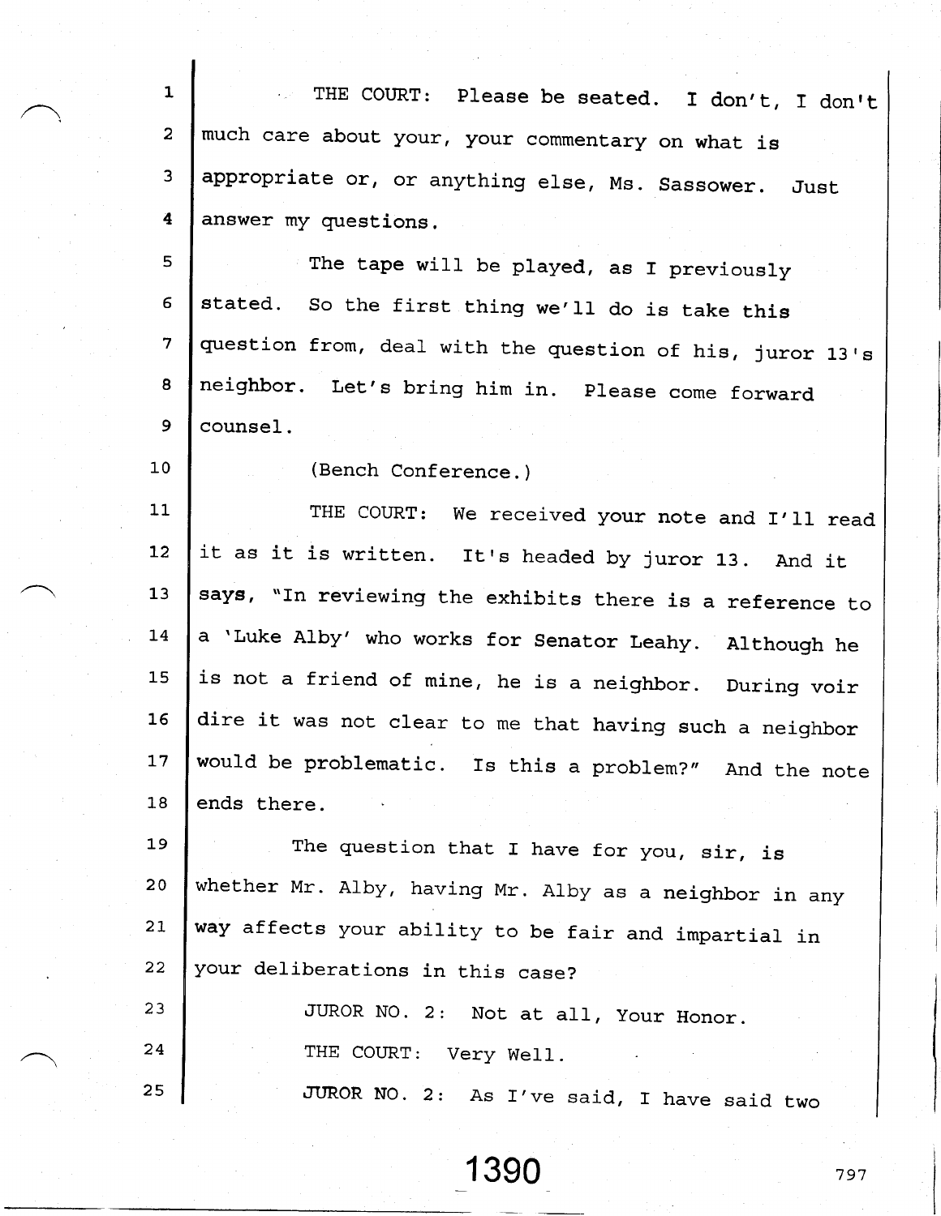THE COURT: Please be seated. I don't, I don't much care about your, your commentary on what is appropriate or, or anything else, Ms. Sassower. Just answer my questions.

The tape will be played, as I previously stated. So the first thing we'll do is take this question from, deal with the question of his, juror 13's neighbor. Let's bring him in. Please come forward counsel.

(Bench Conference.)

THE COURT: We received your note and I'll read it as it is written. It's headed by juror 13. And it says, "In reviewing the exhibits there is a reference to a 'Luke Alby' who works for Senator Leahy. Although he is not a friend of mine, he is a neighbor. During voir dire it was not clear to me that having such a neighbor would be problematic. Is this a problem?" And the note ends there.

The question that I have for you, sir, is whether Mr. Alby, having Mr. Alby as a neighbor in any way affects your ability to be fair and impartial in your deliberations in this case?

JUROR NO. 2: Not at all, Your Honor.

THE COURT: Very Well.

JUROR NO. 2: As I've said, I have said two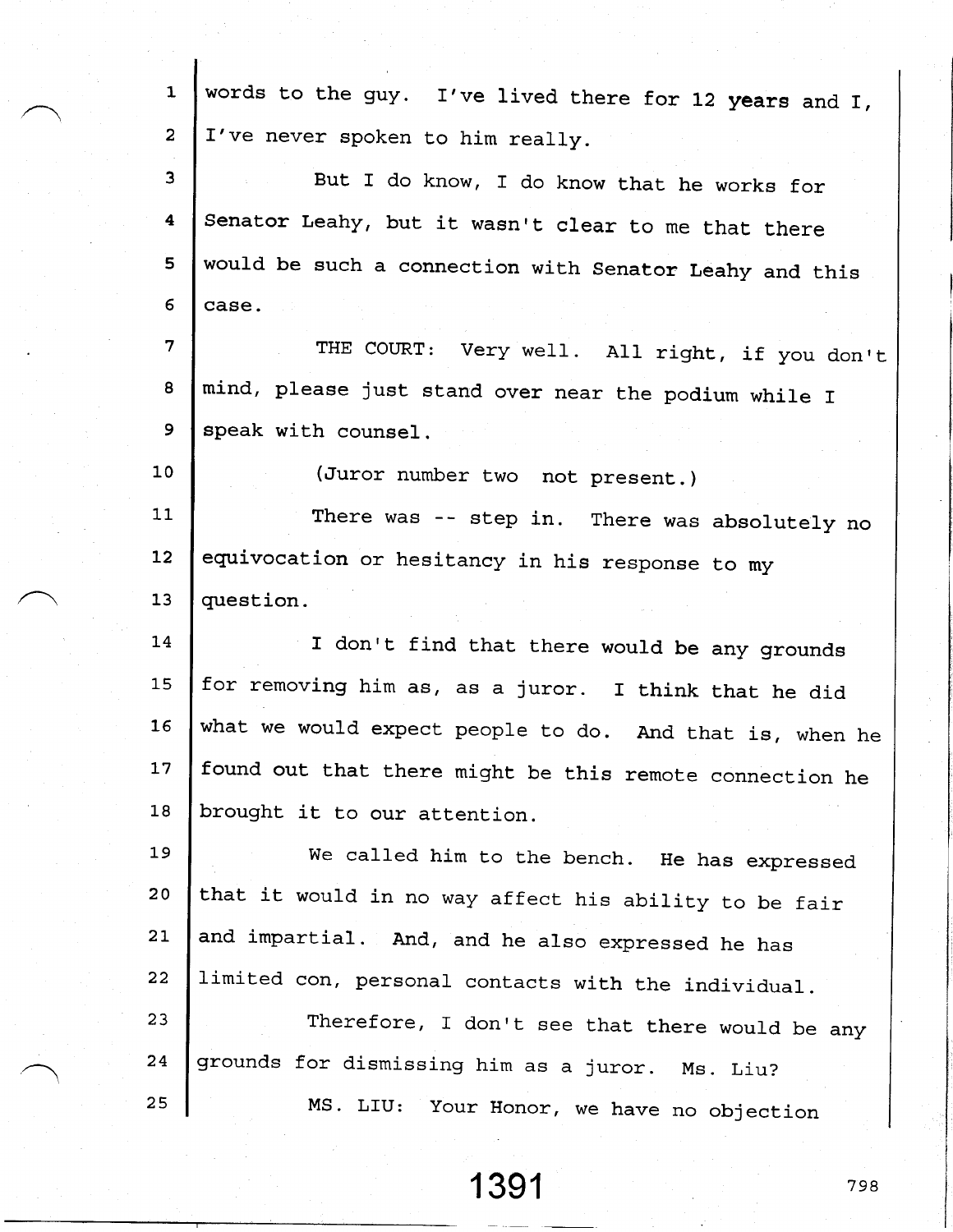words to the guy. I've lived there for 12 years and I, I've never spoken to him really.

But I do know, I do know that he works for Senator Leahy, but it wasn't clear to me that there would be such a connection with Senator Leahy and this case.

THE COURT: Very well. All right, if you don't mind, please just stand over near the podium while I speak with counsel.

(Juror number two not present.)

There was -- step in. There was absolutely no equivocation or hesitancy in his response to my question.

I don't find that there would be any grounds for removing him as, as a juror. I think that he did what we would expect people to do. And that is, when he found out that there might be this remote connection he brought it to our attention.

We called him to the bench. He has expressed that it would in no way affect his ability to be fair and impartial. And, and he also expressed he has limited con, personal contacts with the individual.

Therefore, I don't see that there would be any grounds for dismissing him as a juror. Ms. Liu?

MS. LIU: Your Honor, we have no objection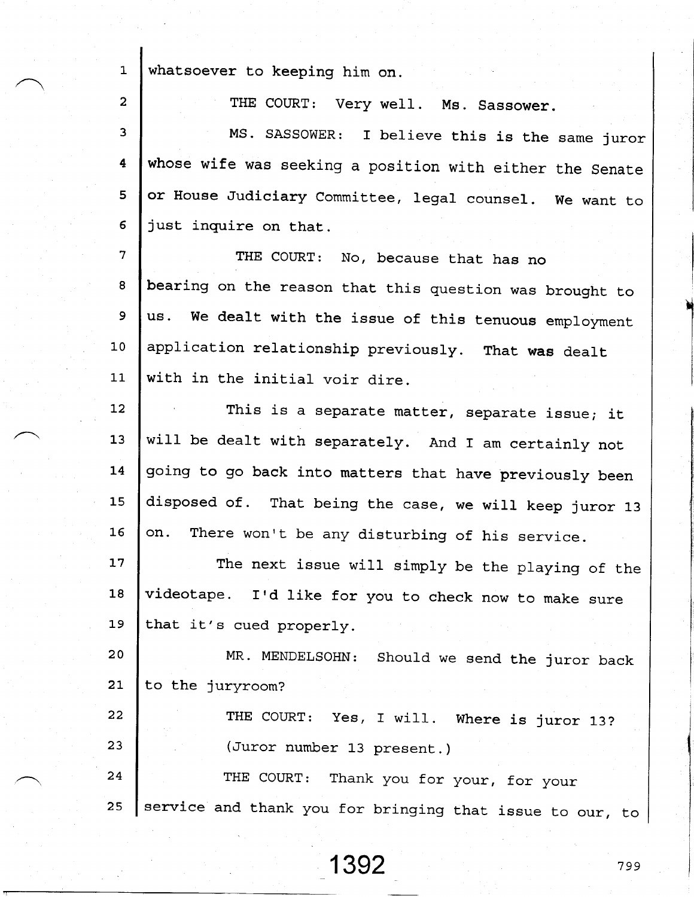whatsoever to keeping him on.

THE COURT: Very well. Ms. Sassower.

MS. SASSOWER: I believe this is the same juror whose wife was seeking a position with either the Senate or House Judiciary Committee, legal counsel. We want to just inquire on that.

THE COURT: No, because that has no bearing on the reason that this question was brought to us. We dealt with the issue of this tenuous employment application relationship previously. That was dealt with in the initial voir dire.

This is a separate matter, separate issue; it will be dealt with separately. And I am certainly not going to go back into matters that have previously been disposed of. That being the case, we will keep juror 13 on. There won't be any disturbing of his service.

The next issue will simply be the playing of the videotape. I'd like for you to check now to make sure that it's cued properly.

MR. MENDELSOHN: Should we send the juror back to the juryroom?

THE COURT: Yes, I will. Where is juror 13?

(Juror number 13 present.)

THE COURT: Thank you for your, for your service and thank you for bringing that issue to our, to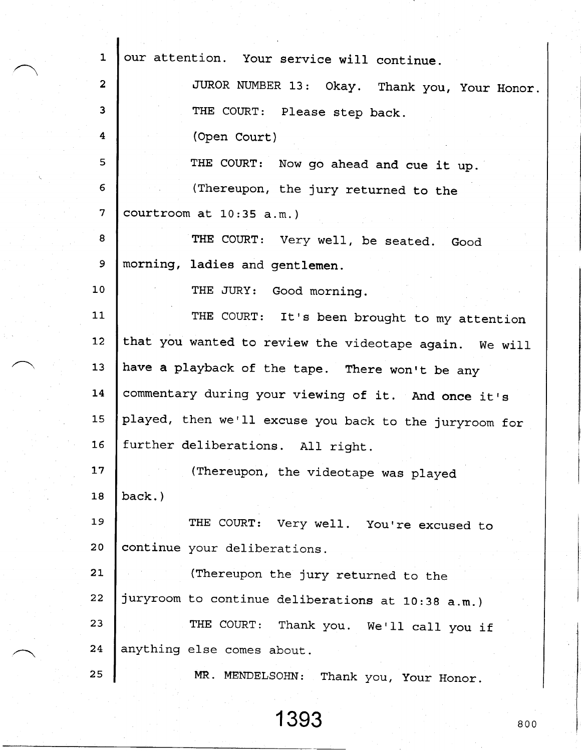our attention. Your service will continue.

JUROR NUMBER 13: Okay. Thank you, Your Honor.

THE COURT: Please step back.

(Open Court)

THE COURT: Now go ahead and cue it up.

(Thereupon, the jury returned to the courtroom at 10:35 a.m.)

THE COURT: Very well, be seated. Good morning, ladies and gentlemen.

THE JURY: Good morning.

THE COURT: It's been brought to my attention that you wanted to review the videotape again. We will have a playback of the tape. There won't be any commentary during your viewing of it. And once it's played, then we'll excuse you back to the juryroom for further deliberations. All right.

(Thereupon, the videotape was played back.)

THE COURT: Very well. You're excused to continue your deliberations.

(Thereupon the jury returned to the juryroom to continue deliberations at 10:38 a.m.)

THE COURT: Thank you. We'll call you if anything else comes about.

MR. MENDELSOHN: Thank you, Your Honor.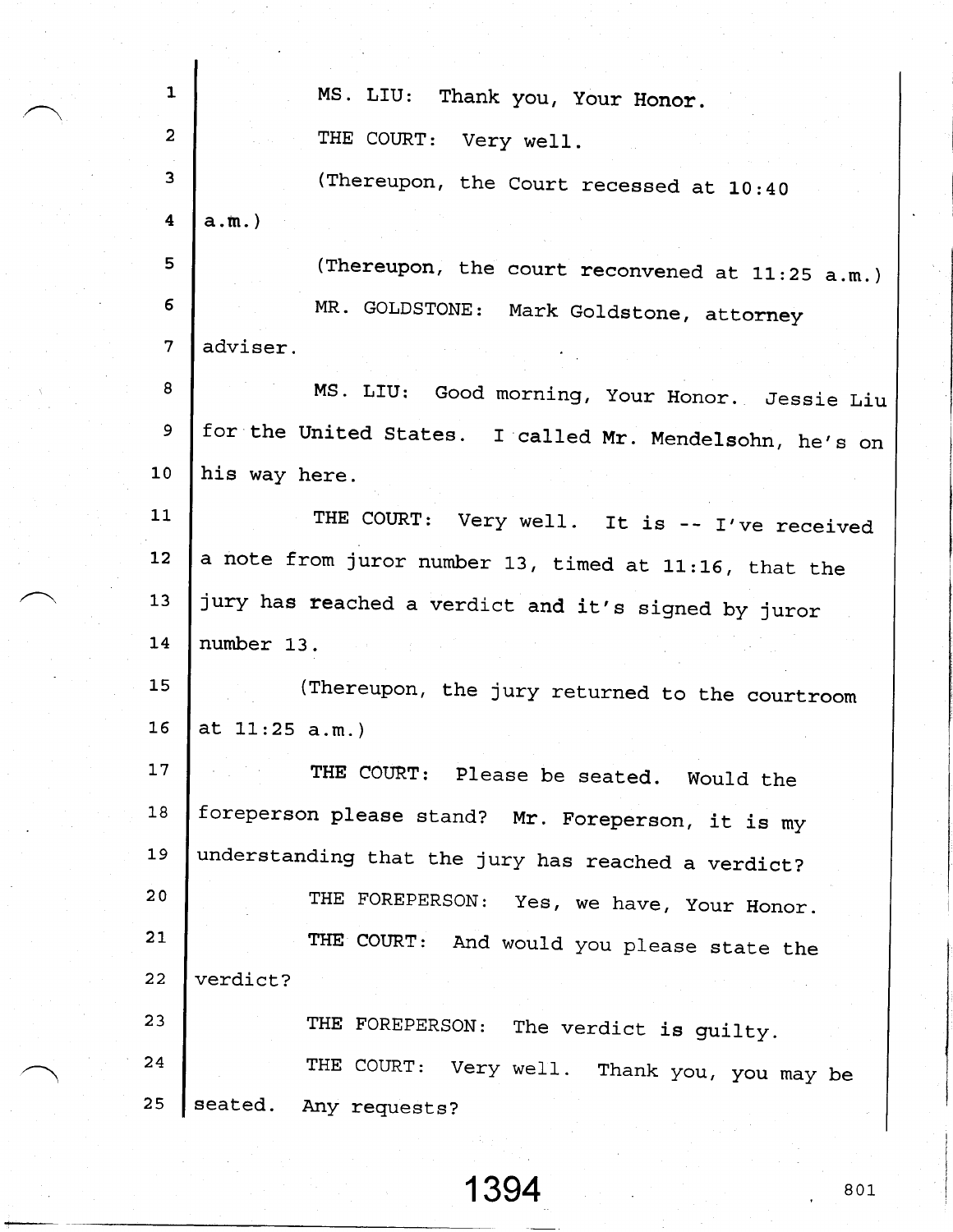1 MS. LIU: Thank you, Your Honor.

2 THE COURT: Very well.

3 (Thereupon, the Court recessed at 10:40

4 a.m.)

5 (Thereupon, the court reconvened at 11:25 a.m.)

6 MR. GOLDSTONE: Mark Goldstone, attorney

7 adviser.

8 MS. LIU: Good morning, Your Honor. Jessie Liu

9 for the United States. I called Mr. Mendelsohn, he's on

10 his way here.

11 THE COURT: Very well. It is -- I've received

12 a note from juror number 13, timed at 11:16, that the

13 jury has reached a verdict and it's signed by juror

14 number 13.

15 (Thereupon, the jury returned to the courtroom

16 at 11:25 a.m.)

17 THE COURT: Please be seated. Would the

18 foreperson please stand? Mr. Foreperson, it is my

19 understanding that the jury has reached a verdict?

20 THE FOREPERSON: Yes, we have, Your Honor.

21 THE COURT: And would you please state the

22 verdict?

23 THE FOREPERSON: The verdict is guilty.

24 THE COURT: Very well. Thank you, you may be

25 seated. Any requests?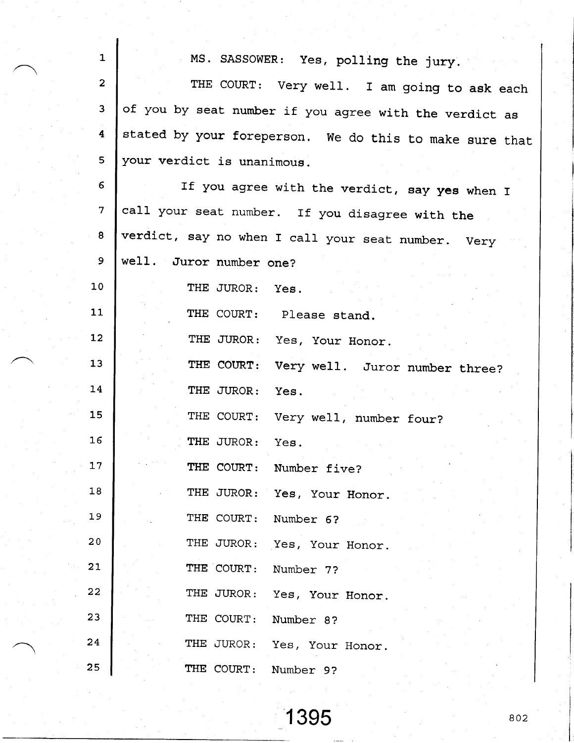MS. SASSOWER: Yes, polling the jury.

THE COURT: Very well. I am going to ask each of you by seat number if you agree with the verdict as stated by your foreperson. We do this to make sure that your verdict is unanimous.

If you agree with the verdict, say yes when I call your seat number. If you disagree with the verdict, say no when I call your seat number. Very well. Juror number one?

THE JUROR: Yes.

THE COURT: Please stand.

THE JUROR: Yes, Your Honor.

THE COURT: Very well. Juror number three?

THE JUROR: Yes.

THE COURT: Very well, number four?

THE JUROR: Yes.

THE COURT: Number five?

THE JUROR: Yes, Your Honor.

THE COURT: Number 6?

THE JUROR: Yes, Your Honor.

THE COURT: Number 7?

THE JUROR: Yes, Your Honor.

THE COURT: Number 8?

THE JUROR: Yes, Your Honor.

THE COURT: Number 9?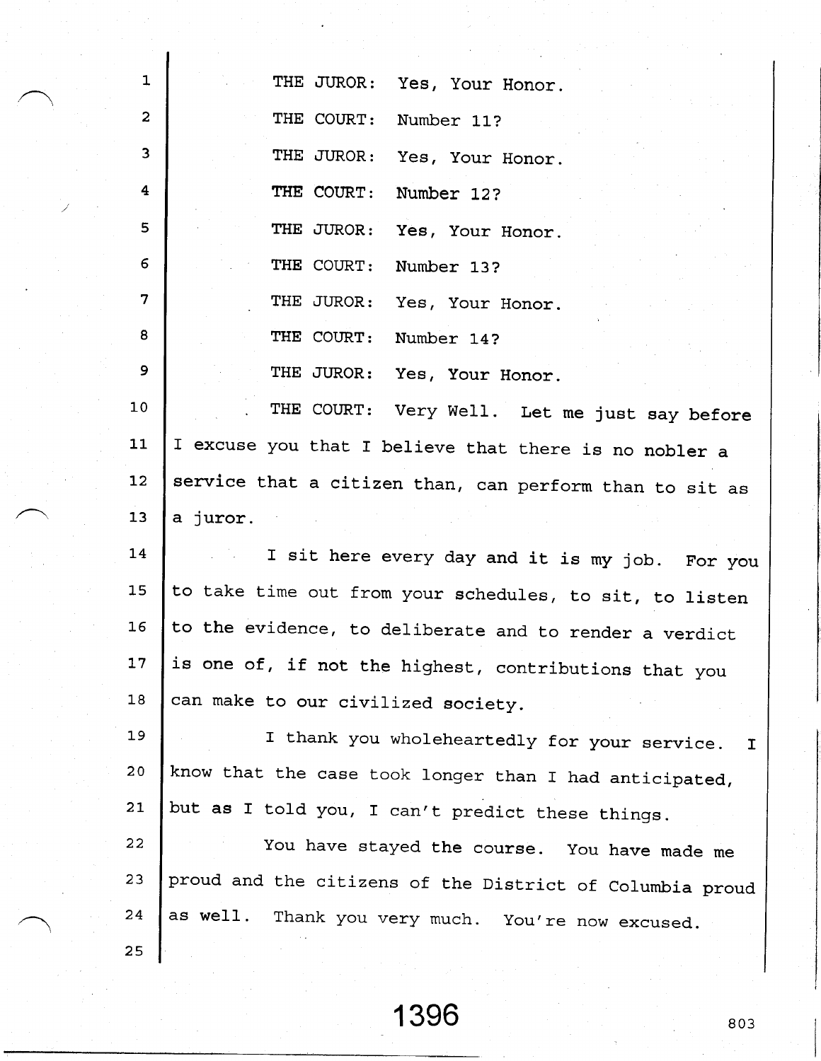THE JUROR: Yes, Your Honor.

THE COURT: Number 11?

THE JUROR: Yes, Your Honor.

THE COURT: Number 12?

THE JUROR: Yes, Your Honor.

THE COURT: Number 13?

THE JUROR: Yes, Your Honor.

THE COURT: Number 14?

THE JUROR: Yes, Your Honor.

THE COURT: Very Well. Let me just say before I excuse you that I believe that there is no nobler a service that a citizen than, can perform than to sit as a juror.

I sit here every day and it is my job. For you to take time out from your schedules, to sit, to listen to the evidence, to deliberate and to render a verdict is one of, if not the highest, contributions that you can make to our civilized society.

I thank you wholeheartedly for your service. I know that the case took longer than I had anticipated, but as I told you, I can't predict these things.

You have stayed the course. You have made me proud and the citizens of the District of Columbia proud as well. Thank you very much. You're now excused.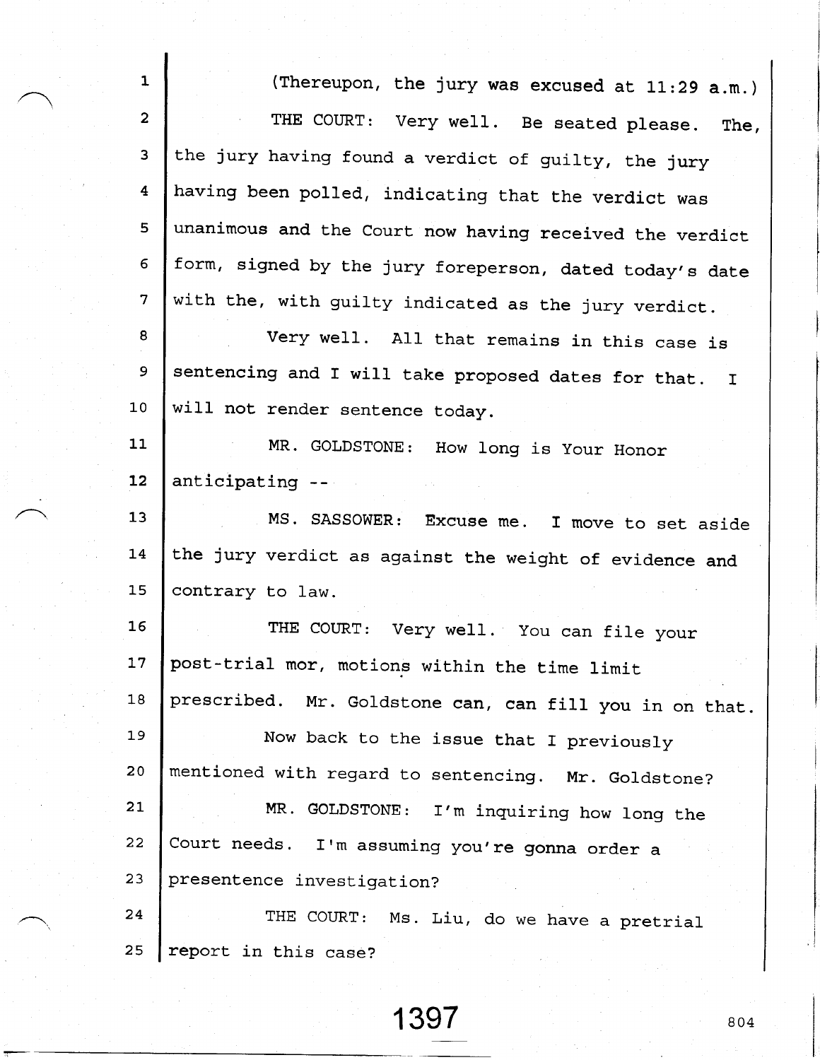(Thereupon, the jury was excused at 11:29 a.m.)

THE COURT: Very well. Be seated please. The, the jury having found a verdict of guilty, the jury having been polled, indicating that the verdict was unanimous and the Court now having received the verdict form, signed by the jury foreperson, dated today's date with the, with guilty indicated as the jury verdict.

Very well. All that remains in this case is sentencing and I will take proposed dates for that. I will not render sentence today.

MR. GOLDSTONE: How long is Your Honor anticipating --

MS. SASSOWER: Excuse me. I move to set aside the jury verdict as against the weight of evidence and contrary to law.

THE COURT: Very well. You can file your post-trial mor, motions within the time limit prescribed. Mr. Goldstone can, can fill you in on that.

Now back to the issue that I previously mentioned with regard to sentencing. Mr. Goldstone?

MR. GOLDSTONE: I'm inquiring how long the Court needs. I'm assuming you're gonna order a presentence investigation?

THE COURT: Ms. Liu, do we have a pretrial report in this case?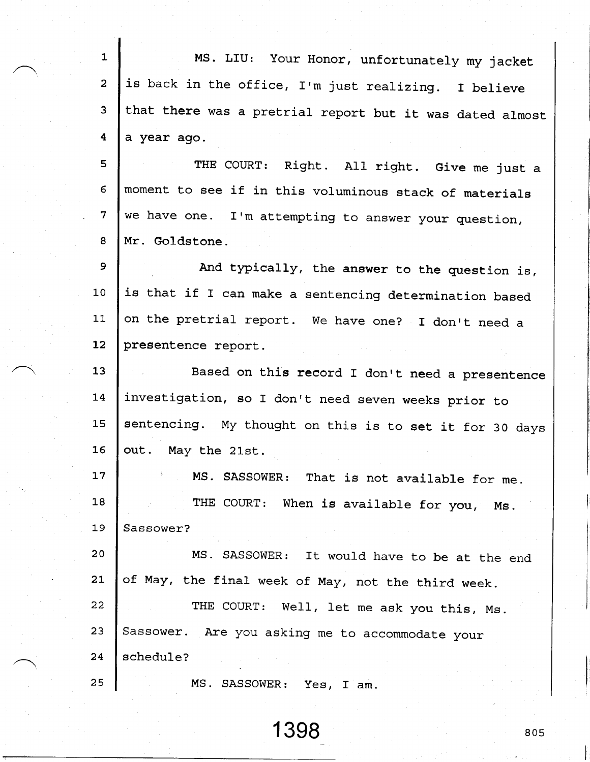MS. LIU: Your Honor, unfortunately my jacket is back in the office, I'm just realizing. I believe that there was a pretrial report but it was dated almost a year ago.

THE COURT: Right. All right. Give me just a moment to see if in this voluminous stack of materials we have one. I'm attempting to answer your question, Mr. Goldstone.

And typically, the answer to the question is, is that if I can make a sentencing determination based on the pretrial report. We have one? I don't need a presentence report.

Based on this record I don't need a presentence investigation, so I don't need seven weeks prior to sentencing. My thought on this is to set it for 30 days out. May the 21st.

MS. SASSOWER: That is not available for me.

THE COURT: When is available for you, Ms. Sassower?

MS. SASSOWER: It would have to be at the end of May, the final week of May, not the third week.

THE COURT: Well, let me ask you this, Ms. Sassower. Are you asking me to accommodate your schedule?

MS. SASSOWER: Yes, I am.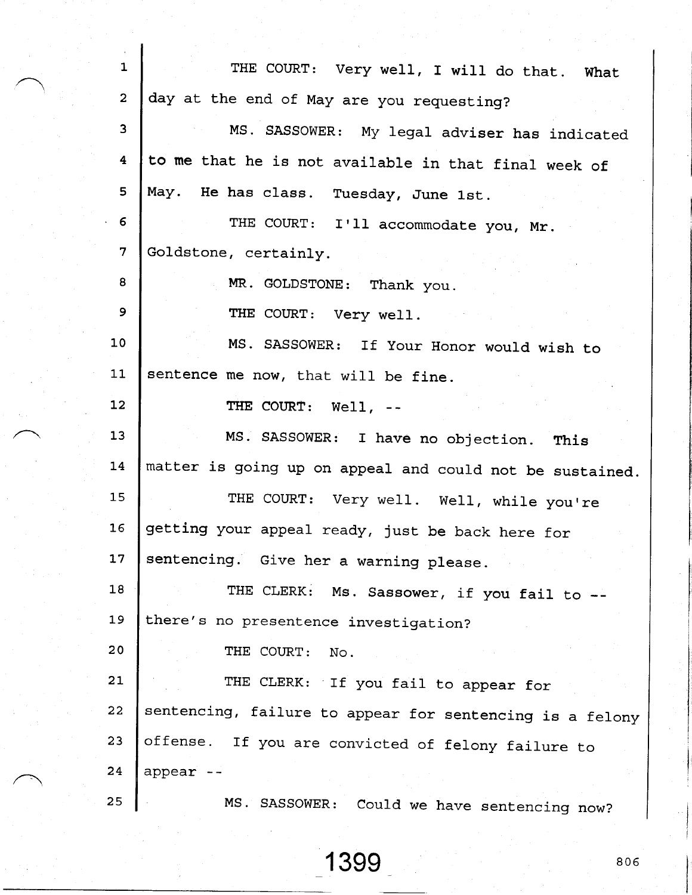THE COURT: Very well, I will do that. What day at the end of May are you requesting?

MS. SASSOWER: My legal adviser has indicated to me that he is not available in that final week of May. He has class. Tuesday, June 1st.

THE COURT: I'll accommodate you, Mr. Goldstone, certainly.

MR. GOLDSTONE: Thank you.

THE COURT: Very well.

MS. SASSOWER: If Your Honor would wish to sentence me now, that will be fine.

THE COURT: Well, --

MS. SASSOWER: I have no objection. This matter is going up on appeal and could not be sustained.

THE COURT: Very well. Well, while you're getting your appeal ready, just be back here for sentencing. Give her a warning please.

THE CLERK: Ms. Sassower, if you fail to -- there's no presentence investigation?

THE COURT: No.

THE CLERK: If you fail to appear for sentencing, failure to appear for sentencing is a felony offense. If you are convicted of felony failure to appear --

MS. SASSOWER: Could we have sentencing now?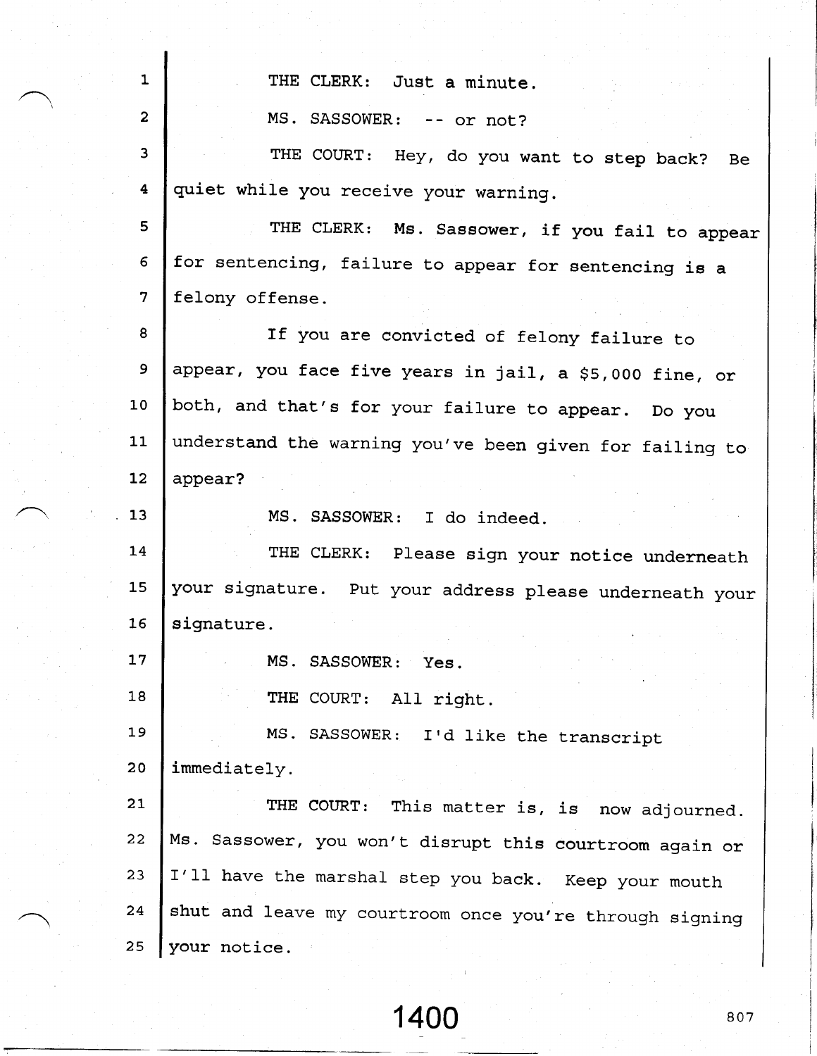THE CLERK: Just a minute.

MS. SASSOWER: -- or not?

THE COURT: Hey, do you want to step back? Be quiet while you receive your warning.

THE CLERK: Ms. Sassower, if you fail to appear for sentencing, failure to appear for sentencing is a felony offense.

If you are convicted of felony failure to appear, you face five years in jail, a $5,000 fine, or both, and that's for your failure to appear. Do you understand the warning you've been given for failing to appear?

MS. SASSOWER: I do indeed.

THE CLERK: Please sign your notice underneath your signature. Put your address please underneath your signature.

MS. SASSOWER: Yes.

THE COURT: All right.

MS. SASSOWER: I'd like the transcript immediately.

THE COURT: This matter is, is now adjourned. Ms. Sassower, you won't disrupt this courtroom again or I'll have the marshal step you back. Keep your mouth shut and leave my courtroom once you're through signing your notice.

1400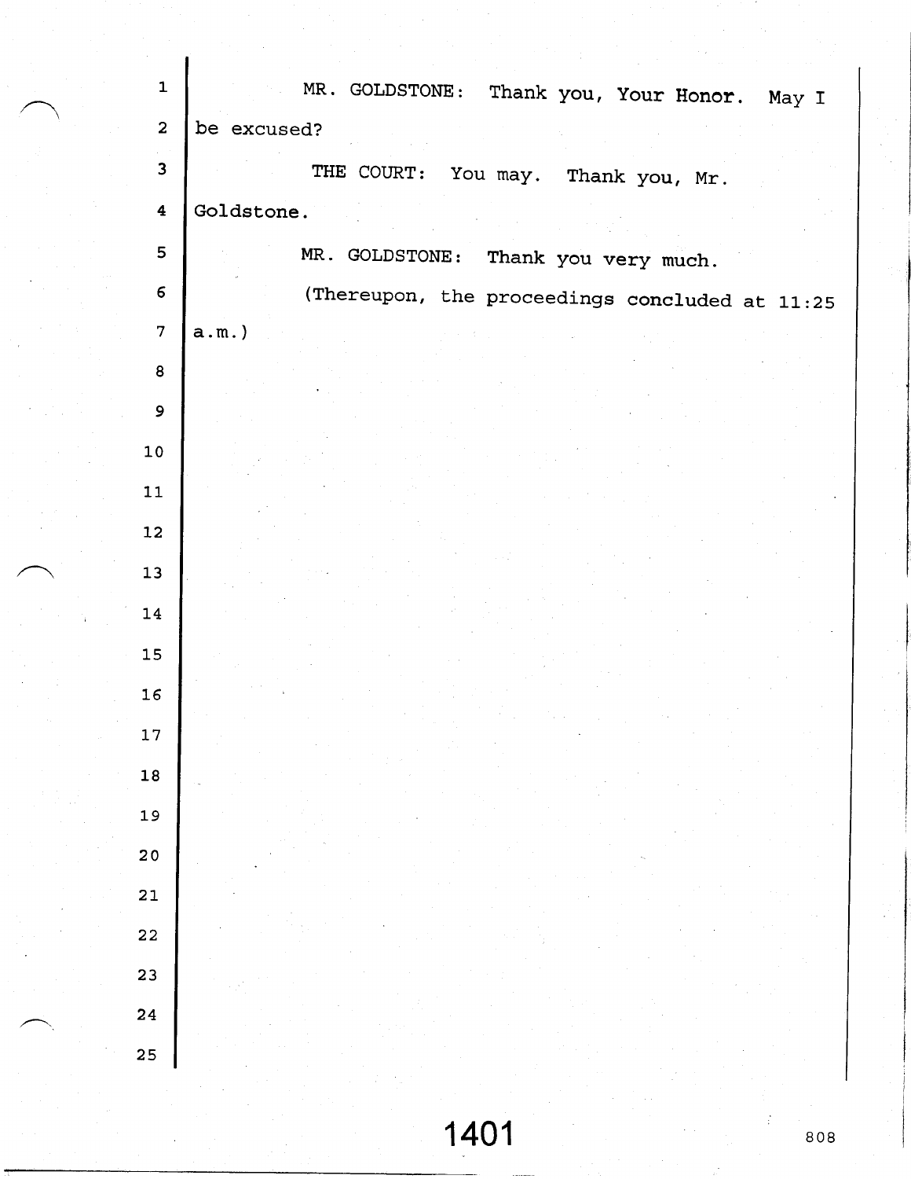MR. GOLDSTONE: Thank you, Your Honor. May I be excused?

THE COURT: You may. Thank you, Mr. Goldstone.

MR. GOLDSTONE: Thank you very much.

(Thereupon, the proceedings concluded at 11:25 a.m.)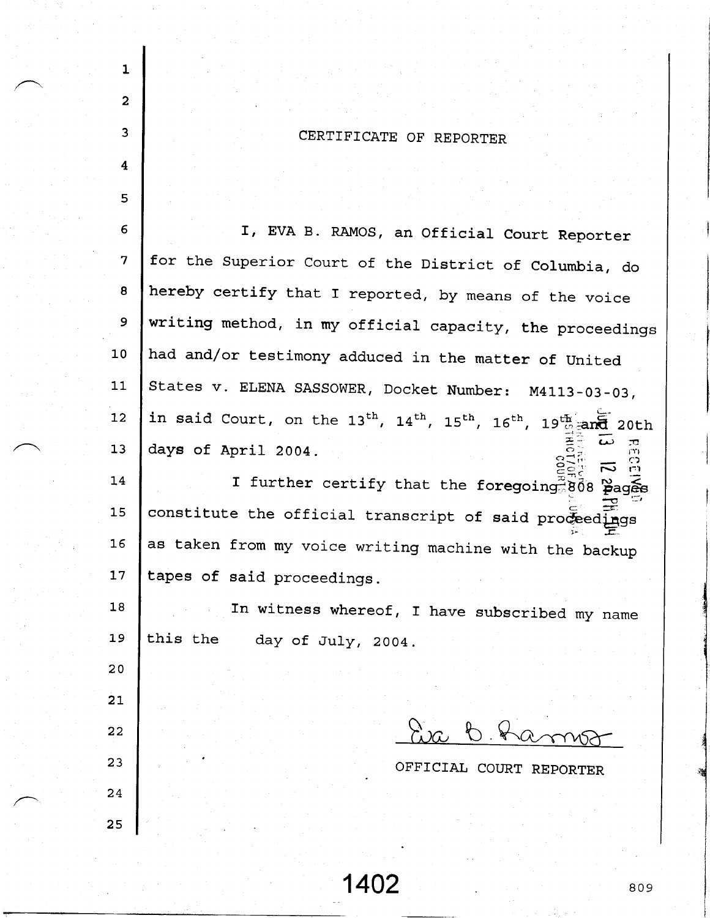# CERTIFICATE OF REPORTER

I, EVA B. RAMOS, an Official Court Reporter for the Superior Court of the District of Columbia, do hereby certify that I reported, by means of the voice writing method, in my official capacity, the proceedings had and/or testimony adduced in the matter of United States v. ELENA SASSOWER, Docket Number: M4113-03-03, in said Court, on the 13th, 14th, 15th, 16th, 19th and 20th days of April 2004.

I further certify that the foregoing 808 pages constitute the official transcript of said proceedings as taken from my voice writing machine with the backup tapes of said proceedings.

In witness whereof, I have subscribed my name this the day of July, 2004.

Eva B. Ramos

OFFICIAL COURT REPORTER

RECEIVED JUL 13 12 20 PM '04 DISTRICT OF COLUMBIA COURTS

1402